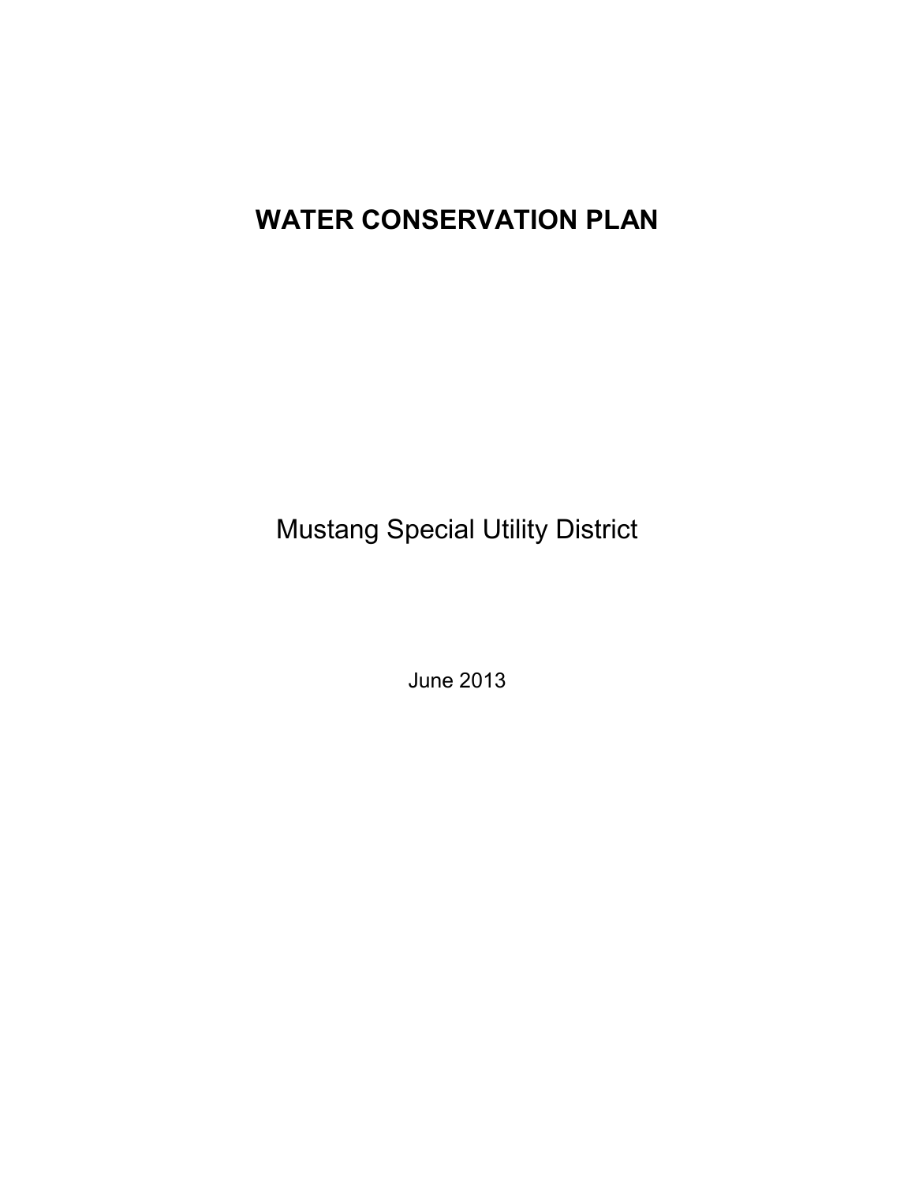# WATER CONSERVATION PLAN

Mustang Special Utility District

June 2013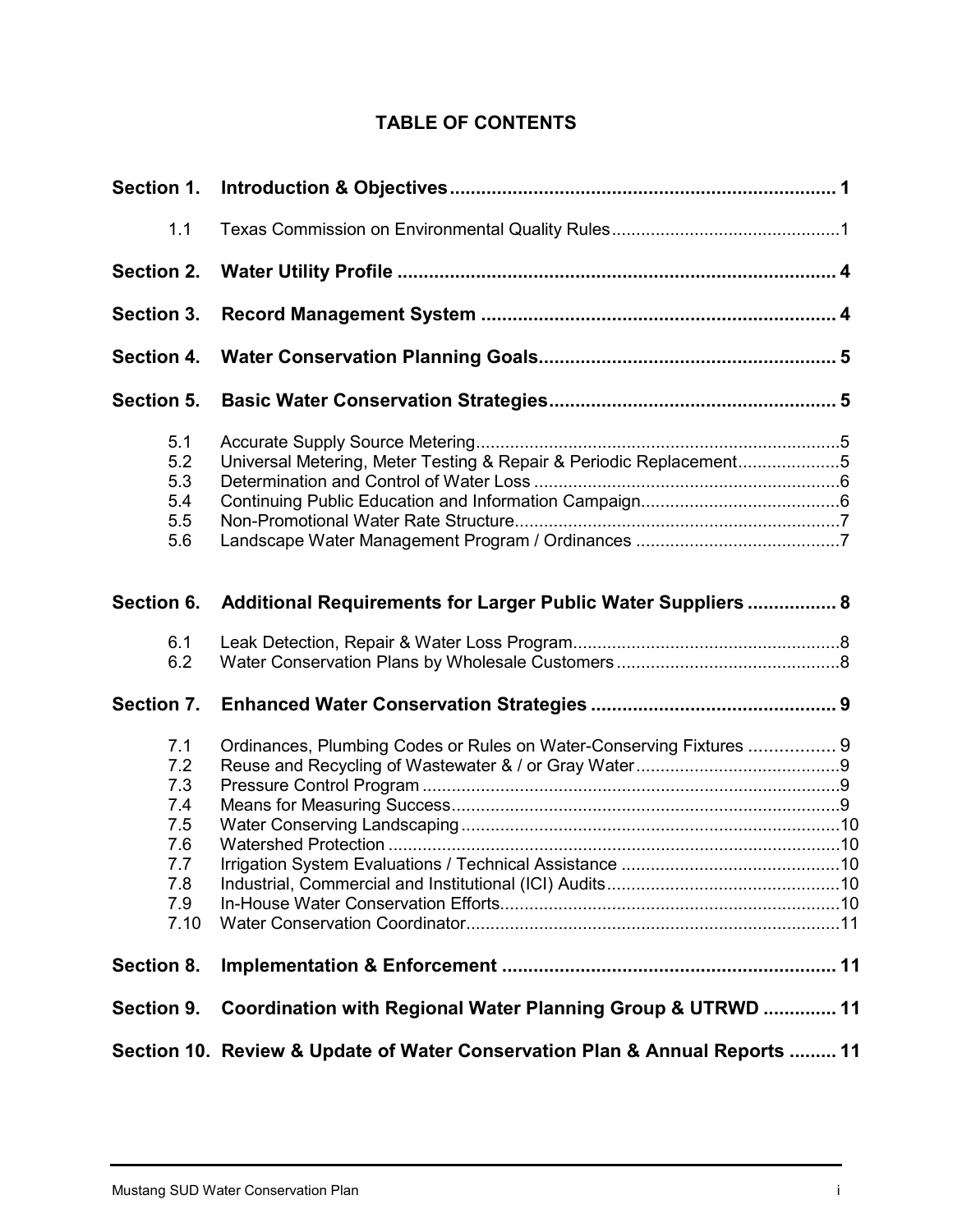# TABLE OF CONTENTS

| | | |
|---|---|---|
| **Section 1.** | **Introduction & Objectives** | **1** |
| 1.1 | Texas Commission on Environmental Quality Rules | 1 |
| **Section 2.** | **Water Utility Profile** | **4** |
| **Section 3.** | **Record Management System** | **4** |
| **Section 4.** | **Water Conservation Planning Goals** | **5** |
| **Section 5.** | **Basic Water Conservation Strategies** | **5** |
| 5.1 | Accurate Supply Source Metering | 5 |
| 5.2 | Universal Metering, Meter Testing & Repair & Periodic Replacement | 5 |
| 5.3 | Determination and Control of Water Loss | 6 |
| 5.4 | Continuing Public Education and Information Campaign | 6 |
| 5.5 | Non-Promotional Water Rate Structure | 7 |
| 5.6 | Landscape Water Management Program / Ordinances | 7 |
| **Section 6.** | **Additional Requirements for Larger Public Water Suppliers** | **8** |
| 6.1 | Leak Detection, Repair & Water Loss Program | 8 |
| 6.2 | Water Conservation Plans by Wholesale Customers | 8 |
| **Section 7.** | **Enhanced Water Conservation Strategies** | **9** |
| 7.1 | Ordinances, Plumbing Codes or Rules on Water-Conserving Fixtures | 9 |
| 7.2 | Reuse and Recycling of Wastewater & / or Gray Water | 9 |
| 7.3 | Pressure Control Program | 9 |
| 7.4 | Means for Measuring Success | 9 |
| 7.5 | Water Conserving Landscaping | 10 |
| 7.6 | Watershed Protection | 10 |
| 7.7 | Irrigation System Evaluations / Technical Assistance | 10 |
| 7.8 | Industrial, Commercial and Institutional (ICI) Audits | 10 |
| 7.9 | In-House Water Conservation Efforts | 10 |
| 7.10 | Water Conservation Coordinator | 11 |
| **Section 8.** | **Implementation & Enforcement** | **11** |
| **Section 9.** | **Coordination with Regional Water Planning Group & UTRWD** | **11** |
| **Section 10.** | **Review & Update of Water Conservation Plan & Annual Reports** | **11** |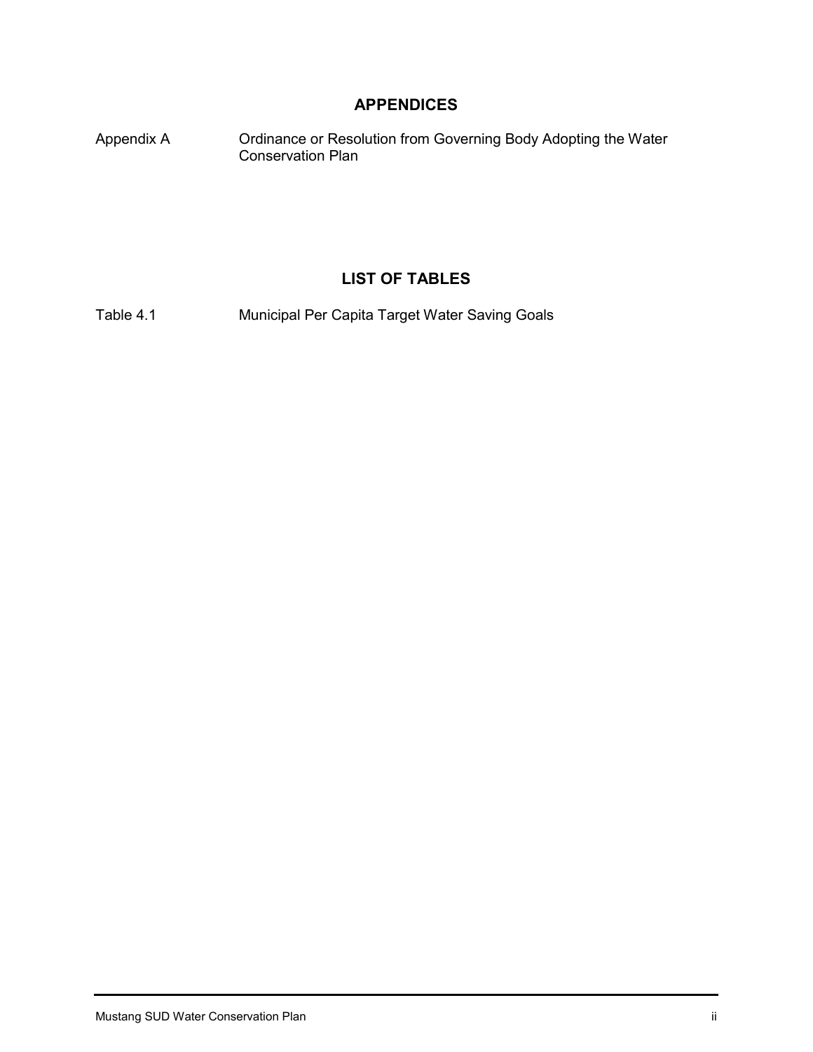## APPENDICES

| | |
|---|---|
| Appendix A | Ordinance or Resolution from Governing Body Adopting the Water Conservation Plan |

## LIST OF TABLES

| | |
|---|---|
| Table 4.1 | Municipal Per Capita Target Water Saving Goals |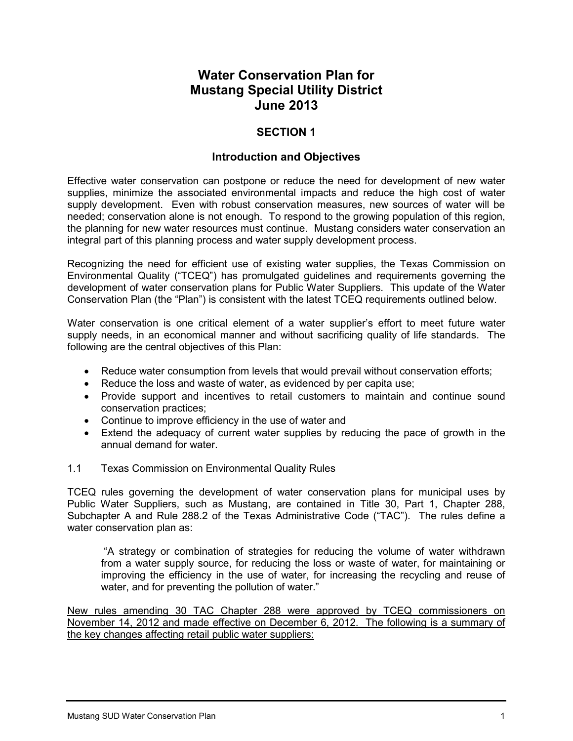# Water Conservation Plan for Mustang Special Utility District June 2013

## SECTION 1

### Introduction and Objectives

Effective water conservation can postpone or reduce the need for development of new water supplies, minimize the associated environmental impacts and reduce the high cost of water supply development. Even with robust conservation measures, new sources of water will be needed; conservation alone is not enough. To respond to the growing population of this region, the planning for new water resources must continue. Mustang considers water conservation an integral part of this planning process and water supply development process.

Recognizing the need for efficient use of existing water supplies, the Texas Commission on Environmental Quality ("TCEQ") has promulgated guidelines and requirements governing the development of water conservation plans for Public Water Suppliers. This update of the Water Conservation Plan (the "Plan") is consistent with the latest TCEQ requirements outlined below.

Water conservation is one critical element of a water supplier's effort to meet future water supply needs, in an economical manner and without sacrificing quality of life standards. The following are the central objectives of this Plan:

- Reduce water consumption from levels that would prevail without conservation efforts;
- Reduce the loss and waste of water, as evidenced by per capita use;
- Provide support and incentives to retail customers to maintain and continue sound conservation practices;
- Continue to improve efficiency in the use of water and
- Extend the adequacy of current water supplies by reducing the pace of growth in the annual demand for water.

1.1 Texas Commission on Environmental Quality Rules

TCEQ rules governing the development of water conservation plans for municipal uses by Public Water Suppliers, such as Mustang, are contained in Title 30, Part 1, Chapter 288, Subchapter A and Rule 288.2 of the Texas Administrative Code ("TAC"). The rules define a water conservation plan as:

> "A strategy or combination of strategies for reducing the volume of water withdrawn from a water supply source, for reducing the loss or waste of water, for maintaining or improving the efficiency in the use of water, for increasing the recycling and reuse of water, and for preventing the pollution of water."

<u>New rules amending 30 TAC Chapter 288 were approved by TCEQ commissioners on November 14, 2012 and made effective on December 6, 2012. The following is a summary of the key changes affecting retail public water suppliers:</u>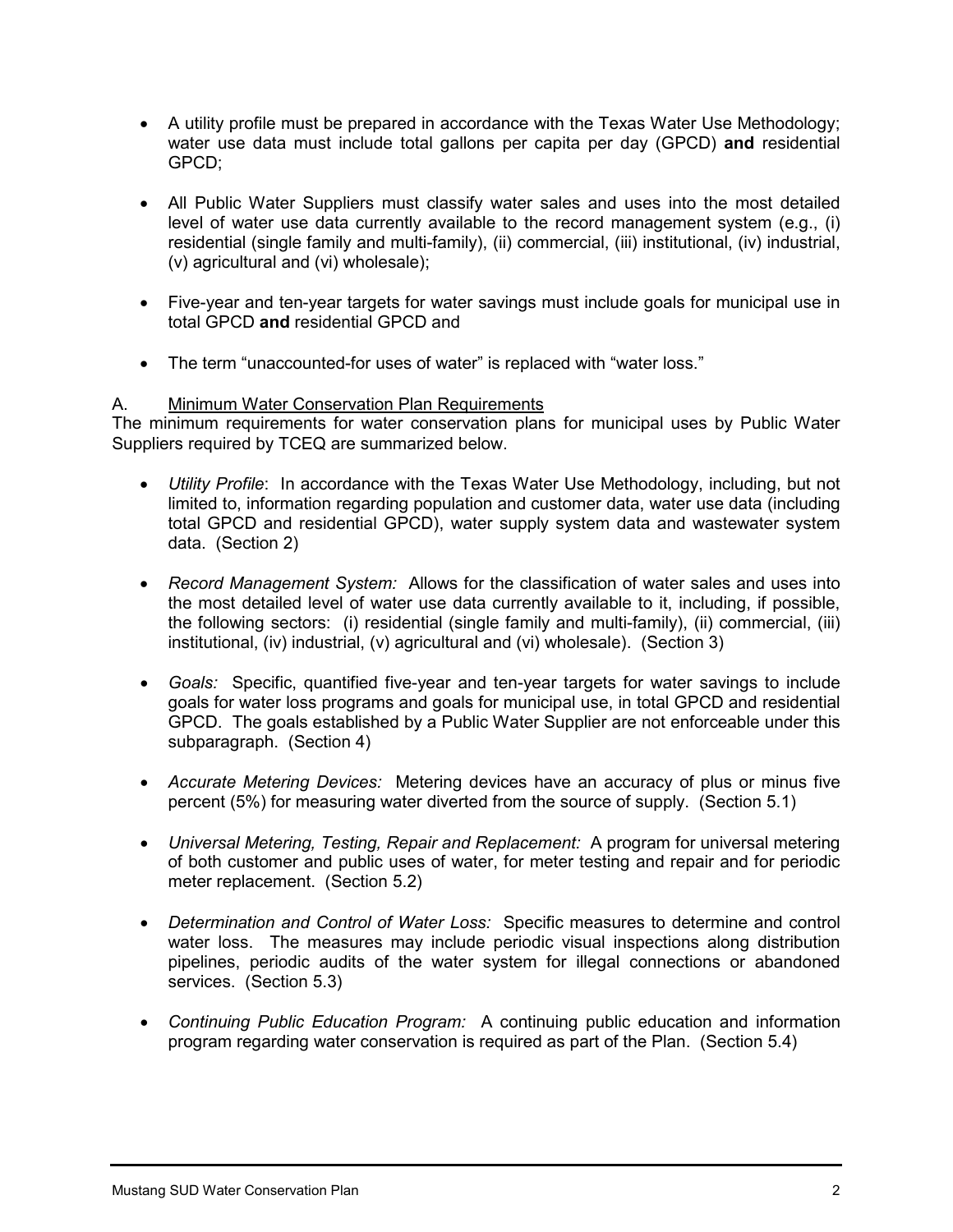- A utility profile must be prepared in accordance with the Texas Water Use Methodology; water use data must include total gallons per capita per day (GPCD) **and** residential GPCD;

- All Public Water Suppliers must classify water sales and uses into the most detailed level of water use data currently available to the record management system (e.g., (i) residential (single family and multi-family), (ii) commercial, (iii) institutional, (iv) industrial, (v) agricultural and (vi) wholesale);

- Five-year and ten-year targets for water savings must include goals for municipal use in total GPCD **and** residential GPCD and

- The term "unaccounted-for uses of water" is replaced with "water loss."

A. <u>Minimum Water Conservation Plan Requirements</u>

The minimum requirements for water conservation plans for municipal uses by Public Water Suppliers required by TCEQ are summarized below.

- *Utility Profile*: In accordance with the Texas Water Use Methodology, including, but not limited to, information regarding population and customer data, water use data (including total GPCD and residential GPCD), water supply system data and wastewater system data. (Section 2)

- *Record Management System:* Allows for the classification of water sales and uses into the most detailed level of water use data currently available to it, including, if possible, the following sectors: (i) residential (single family and multi-family), (ii) commercial, (iii) institutional, (iv) industrial, (v) agricultural and (vi) wholesale). (Section 3)

- *Goals:* Specific, quantified five-year and ten-year targets for water savings to include goals for water loss programs and goals for municipal use, in total GPCD and residential GPCD. The goals established by a Public Water Supplier are not enforceable under this subparagraph. (Section 4)

- *Accurate Metering Devices:* Metering devices have an accuracy of plus or minus five percent (5%) for measuring water diverted from the source of supply. (Section 5.1)

- *Universal Metering, Testing, Repair and Replacement:* A program for universal metering of both customer and public uses of water, for meter testing and repair and for periodic meter replacement. (Section 5.2)

- *Determination and Control of Water Loss:* Specific measures to determine and control water loss. The measures may include periodic visual inspections along distribution pipelines, periodic audits of the water system for illegal connections or abandoned services. (Section 5.3)

- *Continuing Public Education Program:* A continuing public education and information program regarding water conservation is required as part of the Plan. (Section 5.4)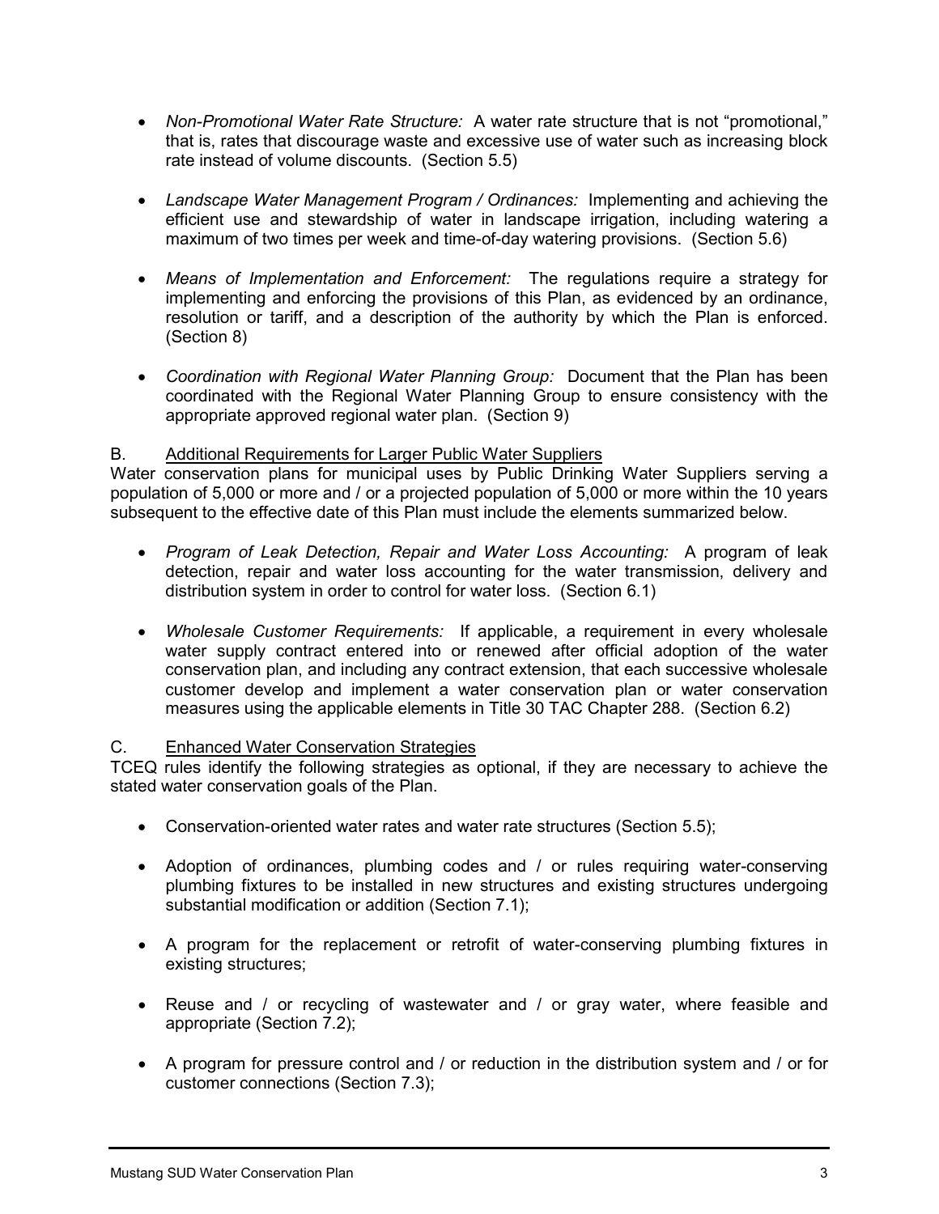- *Non-Promotional Water Rate Structure:* A water rate structure that is not "promotional," that is, rates that discourage waste and excessive use of water such as increasing block rate instead of volume discounts. (Section 5.5)

- *Landscape Water Management Program / Ordinances:* Implementing and achieving the efficient use and stewardship of water in landscape irrigation, including watering a maximum of two times per week and time-of-day watering provisions. (Section 5.6)

- *Means of Implementation and Enforcement:* The regulations require a strategy for implementing and enforcing the provisions of this Plan, as evidenced by an ordinance, resolution or tariff, and a description of the authority by which the Plan is enforced. (Section 8)

- *Coordination with Regional Water Planning Group:* Document that the Plan has been coordinated with the Regional Water Planning Group to ensure consistency with the appropriate approved regional water plan. (Section 9)

B. <u>Additional Requirements for Larger Public Water Suppliers</u>

Water conservation plans for municipal uses by Public Drinking Water Suppliers serving a population of 5,000 or more and / or a projected population of 5,000 or more within the 10 years subsequent to the effective date of this Plan must include the elements summarized below.

- *Program of Leak Detection, Repair and Water Loss Accounting:* A program of leak detection, repair and water loss accounting for the water transmission, delivery and distribution system in order to control for water loss. (Section 6.1)

- *Wholesale Customer Requirements:* If applicable, a requirement in every wholesale water supply contract entered into or renewed after official adoption of the water conservation plan, and including any contract extension, that each successive wholesale customer develop and implement a water conservation plan or water conservation measures using the applicable elements in Title 30 TAC Chapter 288. (Section 6.2)

C. <u>Enhanced Water Conservation Strategies</u>

TCEQ rules identify the following strategies as optional, if they are necessary to achieve the stated water conservation goals of the Plan.

- Conservation-oriented water rates and water rate structures (Section 5.5);

- Adoption of ordinances, plumbing codes and / or rules requiring water-conserving plumbing fixtures to be installed in new structures and existing structures undergoing substantial modification or addition (Section 7.1);

- A program for the replacement or retrofit of water-conserving plumbing fixtures in existing structures;

- Reuse and / or recycling of wastewater and / or gray water, where feasible and appropriate (Section 7.2);

- A program for pressure control and / or reduction in the distribution system and / or for customer connections (Section 7.3);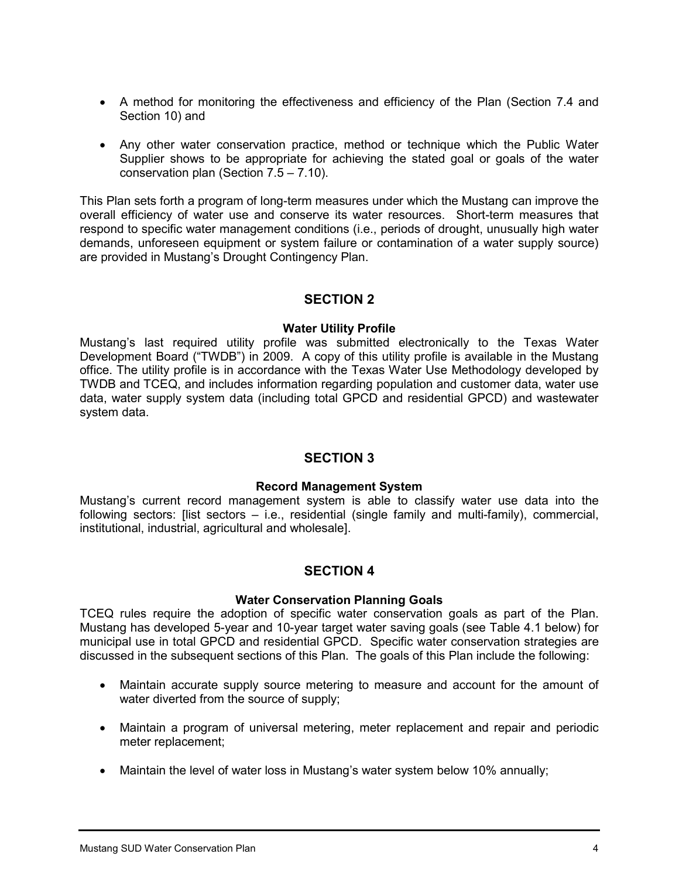- A method for monitoring the effectiveness and efficiency of the Plan (Section 7.4 and Section 10) and

- Any other water conservation practice, method or technique which the Public Water Supplier shows to be appropriate for achieving the stated goal or goals of the water conservation plan (Section 7.5 – 7.10).

This Plan sets forth a program of long-term measures under which the Mustang can improve the overall efficiency of water use and conserve its water resources. Short-term measures that respond to specific water management conditions (i.e., periods of drought, unusually high water demands, unforeseen equipment or system failure or contamination of a water supply source) are provided in Mustang's Drought Contingency Plan.

## SECTION 2

### Water Utility Profile

Mustang's last required utility profile was submitted electronically to the Texas Water Development Board ("TWDB") in 2009. A copy of this utility profile is available in the Mustang office. The utility profile is in accordance with the Texas Water Use Methodology developed by TWDB and TCEQ, and includes information regarding population and customer data, water use data, water supply system data (including total GPCD and residential GPCD) and wastewater system data.

## SECTION 3

### Record Management System

Mustang's current record management system is able to classify water use data into the following sectors: [list sectors – i.e., residential (single family and multi-family), commercial, institutional, industrial, agricultural and wholesale].

## SECTION 4

### Water Conservation Planning Goals

TCEQ rules require the adoption of specific water conservation goals as part of the Plan. Mustang has developed 5-year and 10-year target water saving goals (see Table 4.1 below) for municipal use in total GPCD and residential GPCD. Specific water conservation strategies are discussed in the subsequent sections of this Plan. The goals of this Plan include the following:

- Maintain accurate supply source metering to measure and account for the amount of water diverted from the source of supply;

- Maintain a program of universal metering, meter replacement and repair and periodic meter replacement;

- Maintain the level of water loss in Mustang's water system below 10% annually;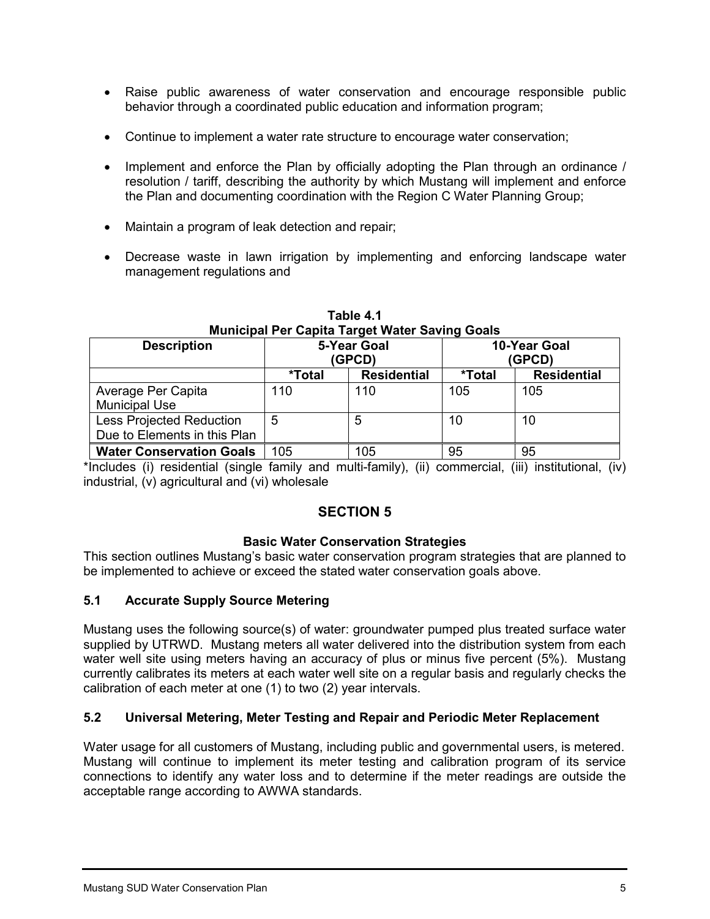- Raise public awareness of water conservation and encourage responsible public behavior through a coordinated public education and information program;
- Continue to implement a water rate structure to encourage water conservation;
- Implement and enforce the Plan by officially adopting the Plan through an ordinance / resolution / tariff, describing the authority by which Mustang will implement and enforce the Plan and documenting coordination with the Region C Water Planning Group;
- Maintain a program of leak detection and repair;
- Decrease waste in lawn irrigation by implementing and enforcing landscape water management regulations and

**Table 4.1**
**Municipal Per Capita Target Water Saving Goals**

| Description | 5-Year Goal (GPCD) | | 10-Year Goal (GPCD) | |
|---|---|---|---|---|
| | *Total | Residential | *Total | Residential |
| Average Per Capita Municipal Use | 110 | 110 | 105 | 105 |
| Less Projected Reduction Due to Elements in this Plan | 5 | 5 | 10 | 10 |
| **Water Conservation Goals** | 105 | 105 | 95 | 95 |

*Includes (i) residential (single family and multi-family), (ii) commercial, (iii) institutional, (iv) industrial, (v) agricultural and (vi) wholesale

## SECTION 5

### Basic Water Conservation Strategies

This section outlines Mustang's basic water conservation program strategies that are planned to be implemented to achieve or exceed the stated water conservation goals above.

### 5.1 Accurate Supply Source Metering

Mustang uses the following source(s) of water: groundwater pumped plus treated surface water supplied by UTRWD. Mustang meters all water delivered into the distribution system from each water well site using meters having an accuracy of plus or minus five percent (5%). Mustang currently calibrates its meters at each water well site on a regular basis and regularly checks the calibration of each meter at one (1) to two (2) year intervals.

### 5.2 Universal Metering, Meter Testing and Repair and Periodic Meter Replacement

Water usage for all customers of Mustang, including public and governmental users, is metered. Mustang will continue to implement its meter testing and calibration program of its service connections to identify any water loss and to determine if the meter readings are outside the acceptable range according to AWWA standards.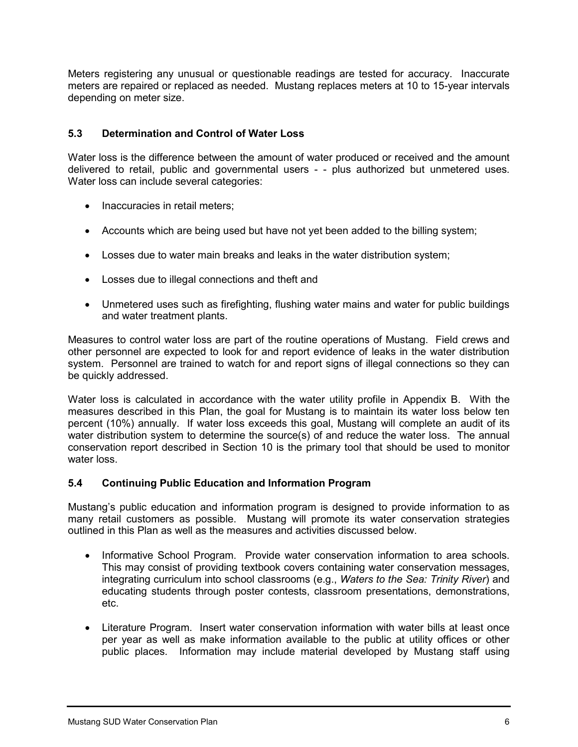Meters registering any unusual or questionable readings are tested for accuracy. Inaccurate meters are repaired or replaced as needed. Mustang replaces meters at 10 to 15-year intervals depending on meter size.

### 5.3 Determination and Control of Water Loss

Water loss is the difference between the amount of water produced or received and the amount delivered to retail, public and governmental users - - plus authorized but unmetered uses. Water loss can include several categories:

- Inaccuracies in retail meters;
- Accounts which are being used but have not yet been added to the billing system;
- Losses due to water main breaks and leaks in the water distribution system;
- Losses due to illegal connections and theft and
- Unmetered uses such as firefighting, flushing water mains and water for public buildings and water treatment plants.

Measures to control water loss are part of the routine operations of Mustang. Field crews and other personnel are expected to look for and report evidence of leaks in the water distribution system. Personnel are trained to watch for and report signs of illegal connections so they can be quickly addressed.

Water loss is calculated in accordance with the water utility profile in Appendix B. With the measures described in this Plan, the goal for Mustang is to maintain its water loss below ten percent (10%) annually. If water loss exceeds this goal, Mustang will complete an audit of its water distribution system to determine the source(s) of and reduce the water loss. The annual conservation report described in Section 10 is the primary tool that should be used to monitor water loss.

### 5.4 Continuing Public Education and Information Program

Mustang's public education and information program is designed to provide information to as many retail customers as possible. Mustang will promote its water conservation strategies outlined in this Plan as well as the measures and activities discussed below.

- Informative School Program. Provide water conservation information to area schools. This may consist of providing textbook covers containing water conservation messages, integrating curriculum into school classrooms (e.g., *Waters to the Sea: Trinity River*) and educating students through poster contests, classroom presentations, demonstrations, etc.
- Literature Program. Insert water conservation information with water bills at least once per year as well as make information available to the public at utility offices or other public places. Information may include material developed by Mustang staff using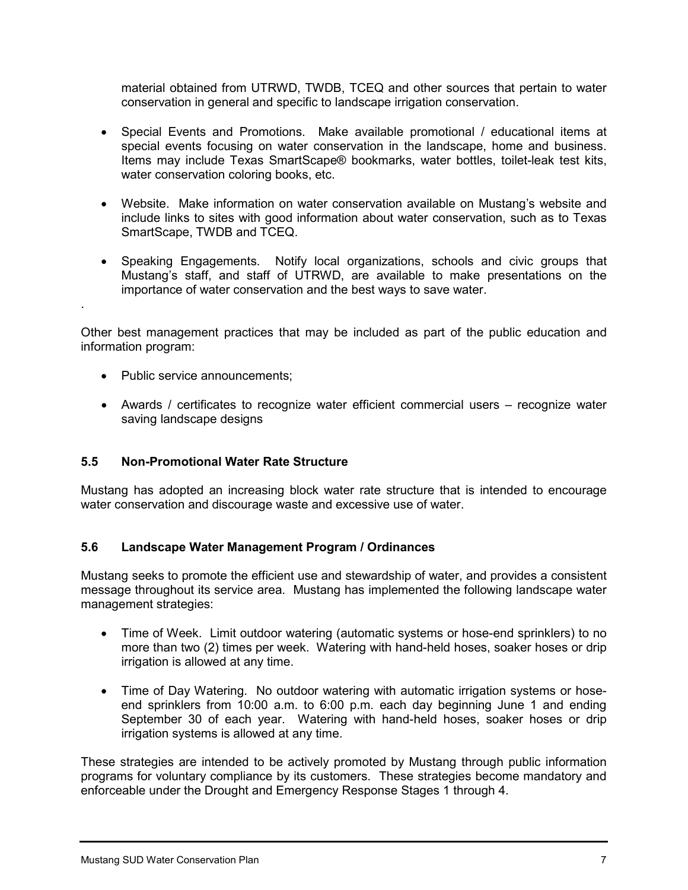material obtained from UTRWD, TWDB, TCEQ and other sources that pertain to water conservation in general and specific to landscape irrigation conservation.

- Special Events and Promotions. Make available promotional / educational items at special events focusing on water conservation in the landscape, home and business. Items may include Texas SmartScape® bookmarks, water bottles, toilet-leak test kits, water conservation coloring books, etc.

- Website. Make information on water conservation available on Mustang's website and include links to sites with good information about water conservation, such as to Texas SmartScape, TWDB and TCEQ.

- Speaking Engagements. Notify local organizations, schools and civic groups that Mustang's staff, and staff of UTRWD, are available to make presentations on the importance of water conservation and the best ways to save water.

.

Other best management practices that may be included as part of the public education and information program:

- Public service announcements;

- Awards / certificates to recognize water efficient commercial users – recognize water saving landscape designs

### 5.5 Non-Promotional Water Rate Structure

Mustang has adopted an increasing block water rate structure that is intended to encourage water conservation and discourage waste and excessive use of water.

### 5.6 Landscape Water Management Program / Ordinances

Mustang seeks to promote the efficient use and stewardship of water, and provides a consistent message throughout its service area. Mustang has implemented the following landscape water management strategies:

- Time of Week. Limit outdoor watering (automatic systems or hose-end sprinklers) to no more than two (2) times per week. Watering with hand-held hoses, soaker hoses or drip irrigation is allowed at any time.

- Time of Day Watering. No outdoor watering with automatic irrigation systems or hose-end sprinklers from 10:00 a.m. to 6:00 p.m. each day beginning June 1 and ending September 30 of each year. Watering with hand-held hoses, soaker hoses or drip irrigation systems is allowed at any time.

These strategies are intended to be actively promoted by Mustang through public information programs for voluntary compliance by its customers. These strategies become mandatory and enforceable under the Drought and Emergency Response Stages 1 through 4.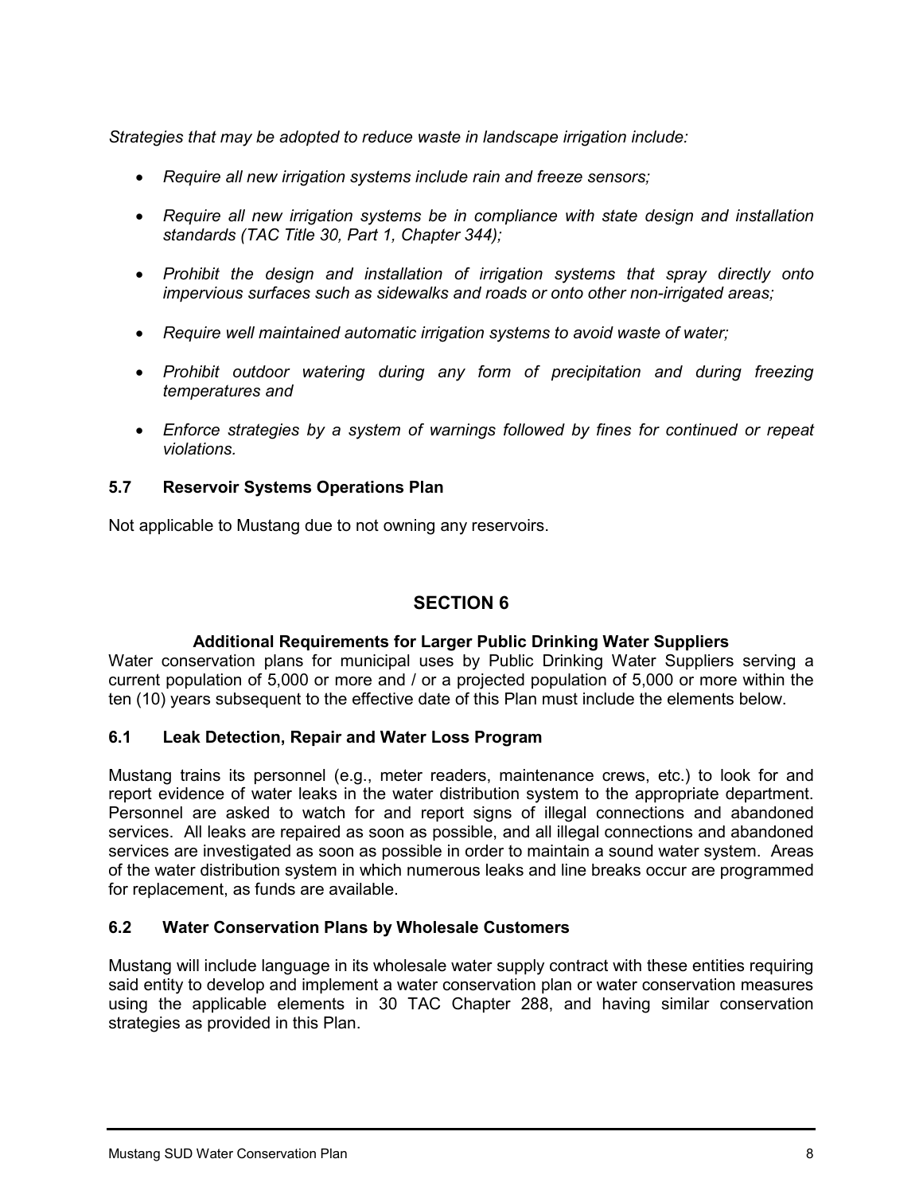*Strategies that may be adopted to reduce waste in landscape irrigation include:*

- *Require all new irrigation systems include rain and freeze sensors;*
- *Require all new irrigation systems be in compliance with state design and installation standards (TAC Title 30, Part 1, Chapter 344);*
- *Prohibit the design and installation of irrigation systems that spray directly onto impervious surfaces such as sidewalks and roads or onto other non-irrigated areas;*
- *Require well maintained automatic irrigation systems to avoid waste of water;*
- *Prohibit outdoor watering during any form of precipitation and during freezing temperatures and*
- *Enforce strategies by a system of warnings followed by fines for continued or repeat violations.*

### 5.7 Reservoir Systems Operations Plan

Not applicable to Mustang due to not owning any reservoirs.

## SECTION 6

### Additional Requirements for Larger Public Drinking Water Suppliers

Water conservation plans for municipal uses by Public Drinking Water Suppliers serving a current population of 5,000 or more and / or a projected population of 5,000 or more within the ten (10) years subsequent to the effective date of this Plan must include the elements below.

### 6.1 Leak Detection, Repair and Water Loss Program

Mustang trains its personnel (e.g., meter readers, maintenance crews, etc.) to look for and report evidence of water leaks in the water distribution system to the appropriate department. Personnel are asked to watch for and report signs of illegal connections and abandoned services. All leaks are repaired as soon as possible, and all illegal connections and abandoned services are investigated as soon as possible in order to maintain a sound water system. Areas of the water distribution system in which numerous leaks and line breaks occur are programmed for replacement, as funds are available.

### 6.2 Water Conservation Plans by Wholesale Customers

Mustang will include language in its wholesale water supply contract with these entities requiring said entity to develop and implement a water conservation plan or water conservation measures using the applicable elements in 30 TAC Chapter 288, and having similar conservation strategies as provided in this Plan.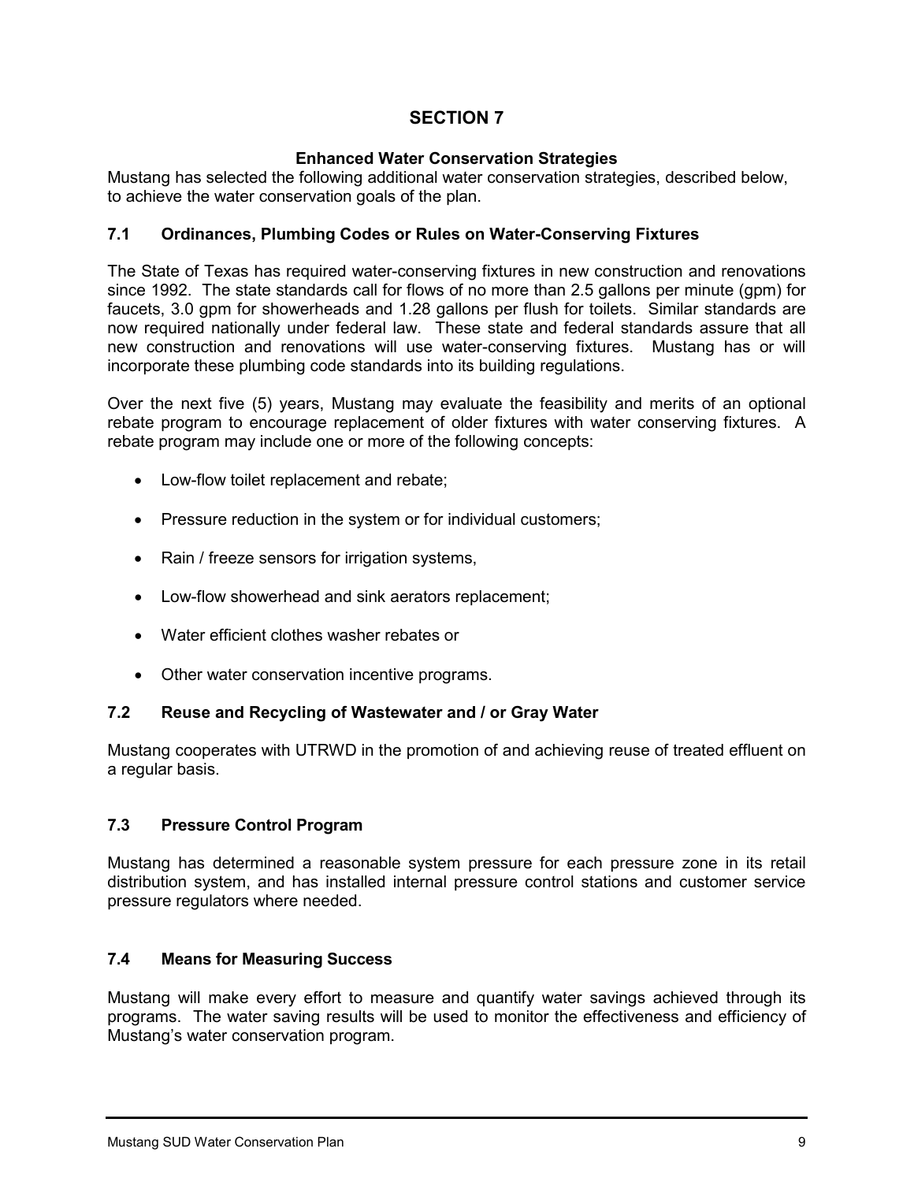# SECTION 7

**Enhanced Water Conservation Strategies**

Mustang has selected the following additional water conservation strategies, described below, to achieve the water conservation goals of the plan.

## 7.1 Ordinances, Plumbing Codes or Rules on Water-Conserving Fixtures

The State of Texas has required water-conserving fixtures in new construction and renovations since 1992. The state standards call for flows of no more than 2.5 gallons per minute (gpm) for faucets, 3.0 gpm for showerheads and 1.28 gallons per flush for toilets. Similar standards are now required nationally under federal law. These state and federal standards assure that all new construction and renovations will use water-conserving fixtures. Mustang has or will incorporate these plumbing code standards into its building regulations.

Over the next five (5) years, Mustang may evaluate the feasibility and merits of an optional rebate program to encourage replacement of older fixtures with water conserving fixtures. A rebate program may include one or more of the following concepts:

- Low-flow toilet replacement and rebate;
- Pressure reduction in the system or for individual customers;
- Rain / freeze sensors for irrigation systems,
- Low-flow showerhead and sink aerators replacement;
- Water efficient clothes washer rebates or
- Other water conservation incentive programs.

## 7.2 Reuse and Recycling of Wastewater and / or Gray Water

Mustang cooperates with UTRWD in the promotion of and achieving reuse of treated effluent on a regular basis.

## 7.3 Pressure Control Program

Mustang has determined a reasonable system pressure for each pressure zone in its retail distribution system, and has installed internal pressure control stations and customer service pressure regulators where needed.

## 7.4 Means for Measuring Success

Mustang will make every effort to measure and quantify water savings achieved through its programs. The water saving results will be used to monitor the effectiveness and efficiency of Mustang's water conservation program.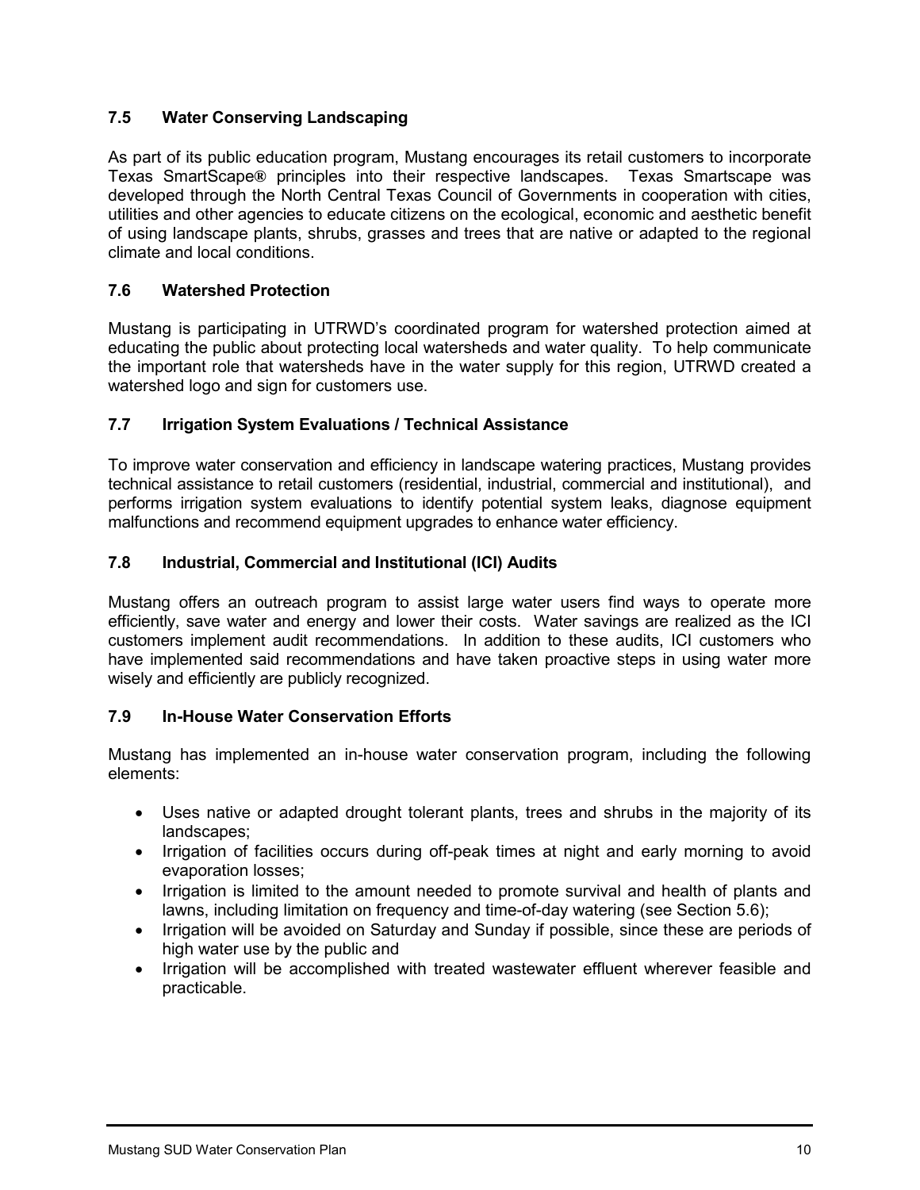### 7.5 Water Conserving Landscaping

As part of its public education program, Mustang encourages its retail customers to incorporate Texas SmartScape® principles into their respective landscapes. Texas Smartscape was developed through the North Central Texas Council of Governments in cooperation with cities, utilities and other agencies to educate citizens on the ecological, economic and aesthetic benefit of using landscape plants, shrubs, grasses and trees that are native or adapted to the regional climate and local conditions.

### 7.6 Watershed Protection

Mustang is participating in UTRWD's coordinated program for watershed protection aimed at educating the public about protecting local watersheds and water quality. To help communicate the important role that watersheds have in the water supply for this region, UTRWD created a watershed logo and sign for customers use.

### 7.7 Irrigation System Evaluations / Technical Assistance

To improve water conservation and efficiency in landscape watering practices, Mustang provides technical assistance to retail customers (residential, industrial, commercial and institutional), and performs irrigation system evaluations to identify potential system leaks, diagnose equipment malfunctions and recommend equipment upgrades to enhance water efficiency.

### 7.8 Industrial, Commercial and Institutional (ICI) Audits

Mustang offers an outreach program to assist large water users find ways to operate more efficiently, save water and energy and lower their costs. Water savings are realized as the ICI customers implement audit recommendations. In addition to these audits, ICI customers who have implemented said recommendations and have taken proactive steps in using water more wisely and efficiently are publicly recognized.

### 7.9 In-House Water Conservation Efforts

Mustang has implemented an in-house water conservation program, including the following elements:

- Uses native or adapted drought tolerant plants, trees and shrubs in the majority of its landscapes;
- Irrigation of facilities occurs during off-peak times at night and early morning to avoid evaporation losses;
- Irrigation is limited to the amount needed to promote survival and health of plants and lawns, including limitation on frequency and time-of-day watering (see Section 5.6);
- Irrigation will be avoided on Saturday and Sunday if possible, since these are periods of high water use by the public and
- Irrigation will be accomplished with treated wastewater effluent wherever feasible and practicable.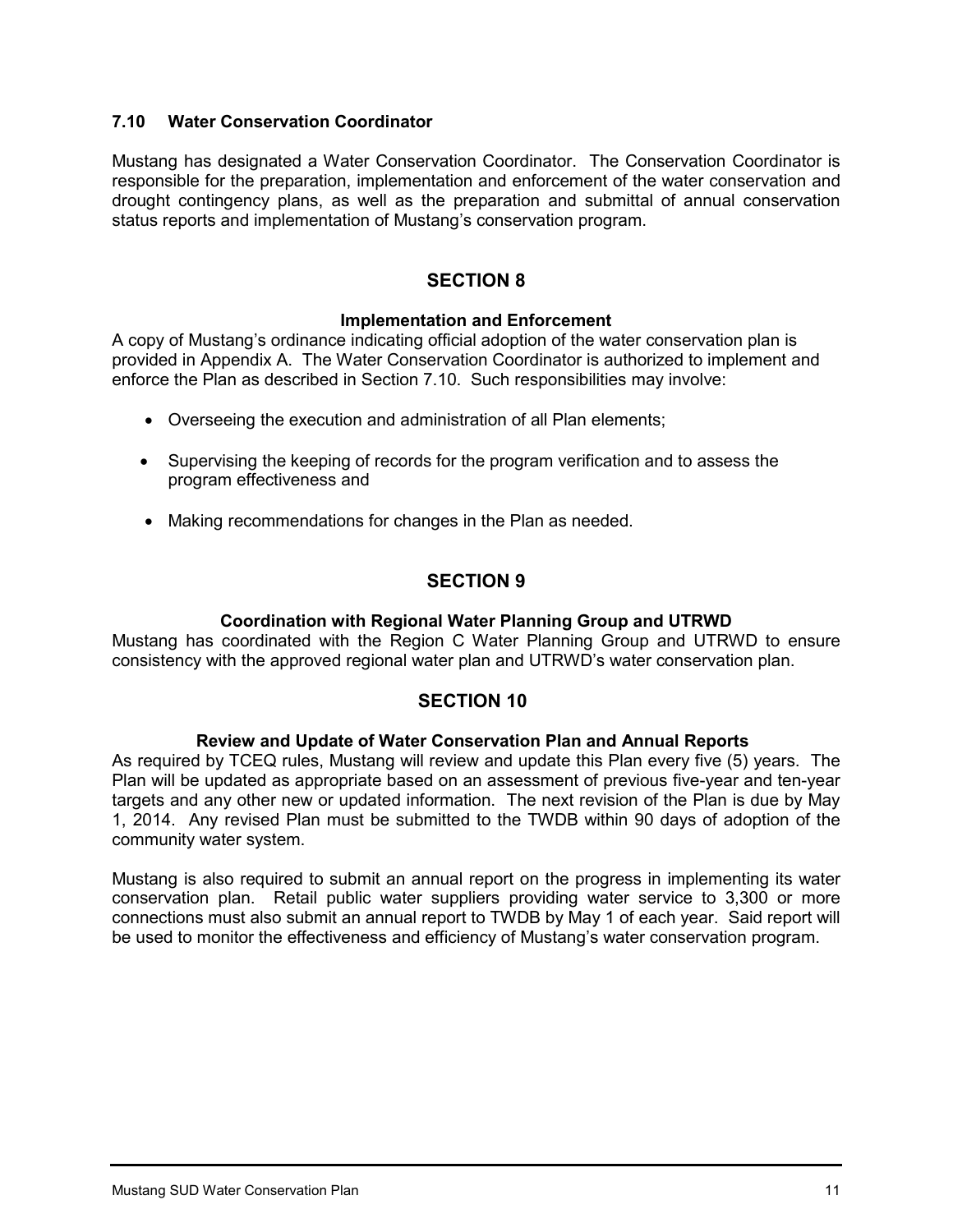### 7.10 Water Conservation Coordinator

Mustang has designated a Water Conservation Coordinator. The Conservation Coordinator is responsible for the preparation, implementation and enforcement of the water conservation and drought contingency plans, as well as the preparation and submittal of annual conservation status reports and implementation of Mustang's conservation program.

## SECTION 8

### Implementation and Enforcement

A copy of Mustang's ordinance indicating official adoption of the water conservation plan is provided in Appendix A. The Water Conservation Coordinator is authorized to implement and enforce the Plan as described in Section 7.10. Such responsibilities may involve:

- Overseeing the execution and administration of all Plan elements;
- Supervising the keeping of records for the program verification and to assess the program effectiveness and
- Making recommendations for changes in the Plan as needed.

## SECTION 9

### Coordination with Regional Water Planning Group and UTRWD

Mustang has coordinated with the Region C Water Planning Group and UTRWD to ensure consistency with the approved regional water plan and UTRWD's water conservation plan.

## SECTION 10

### Review and Update of Water Conservation Plan and Annual Reports

As required by TCEQ rules, Mustang will review and update this Plan every five (5) years. The Plan will be updated as appropriate based on an assessment of previous five-year and ten-year targets and any other new or updated information. The next revision of the Plan is due by May 1, 2014. Any revised Plan must be submitted to the TWDB within 90 days of adoption of the community water system.

Mustang is also required to submit an annual report on the progress in implementing its water conservation plan. Retail public water suppliers providing water service to 3,300 or more connections must also submit an annual report to TWDB by May 1 of each year. Said report will be used to monitor the effectiveness and efficiency of Mustang's water conservation program.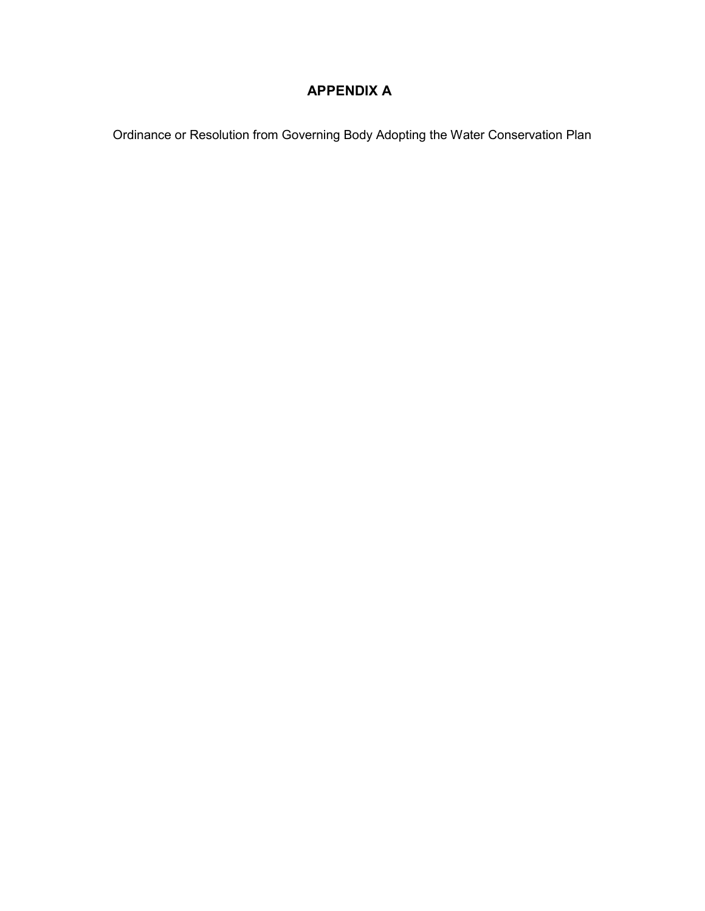# APPENDIX A

Ordinance or Resolution from Governing Body Adopting the Water Conservation Plan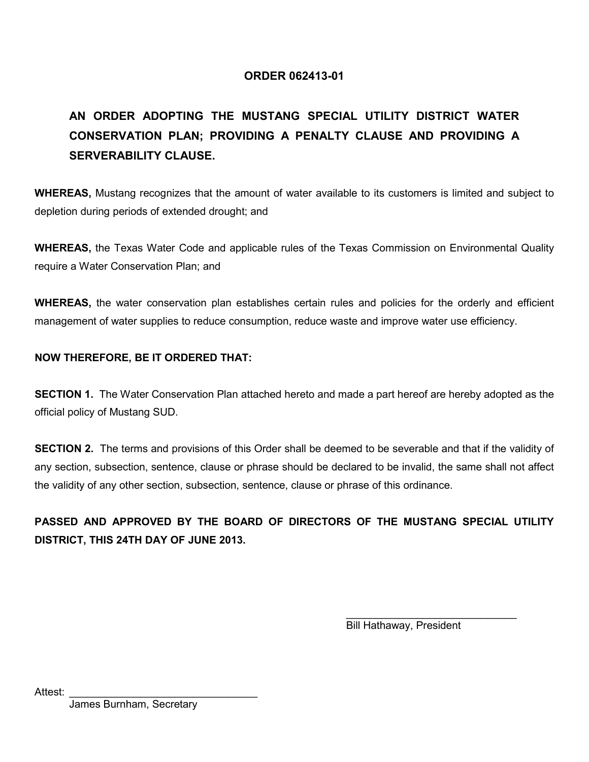**ORDER 062413-01**

**AN ORDER ADOPTING THE MUSTANG SPECIAL UTILITY DISTRICT WATER CONSERVATION PLAN; PROVIDING A PENALTY CLAUSE AND PROVIDING A SERVERABILITY CLAUSE.**

**WHEREAS,** Mustang recognizes that the amount of water available to its customers is limited and subject to depletion during periods of extended drought; and

**WHEREAS,** the Texas Water Code and applicable rules of the Texas Commission on Environmental Quality require a Water Conservation Plan; and

**WHEREAS,** the water conservation plan establishes certain rules and policies for the orderly and efficient management of water supplies to reduce consumption, reduce waste and improve water use efficiency.

**NOW THEREFORE, BE IT ORDERED THAT:**

**SECTION 1.** The Water Conservation Plan attached hereto and made a part hereof are hereby adopted as the official policy of Mustang SUD.

**SECTION 2.** The terms and provisions of this Order shall be deemed to be severable and that if the validity of any section, subsection, sentence, clause or phrase should be declared to be invalid, the same shall not affect the validity of any other section, subsection, sentence, clause or phrase of this ordinance.

**PASSED AND APPROVED BY THE BOARD OF DIRECTORS OF THE MUSTANG SPECIAL UTILITY DISTRICT, THIS 24TH DAY OF JUNE 2013.**

______________________________
Bill Hathaway, President

Attest: ______________________________
James Burnham, Secretary